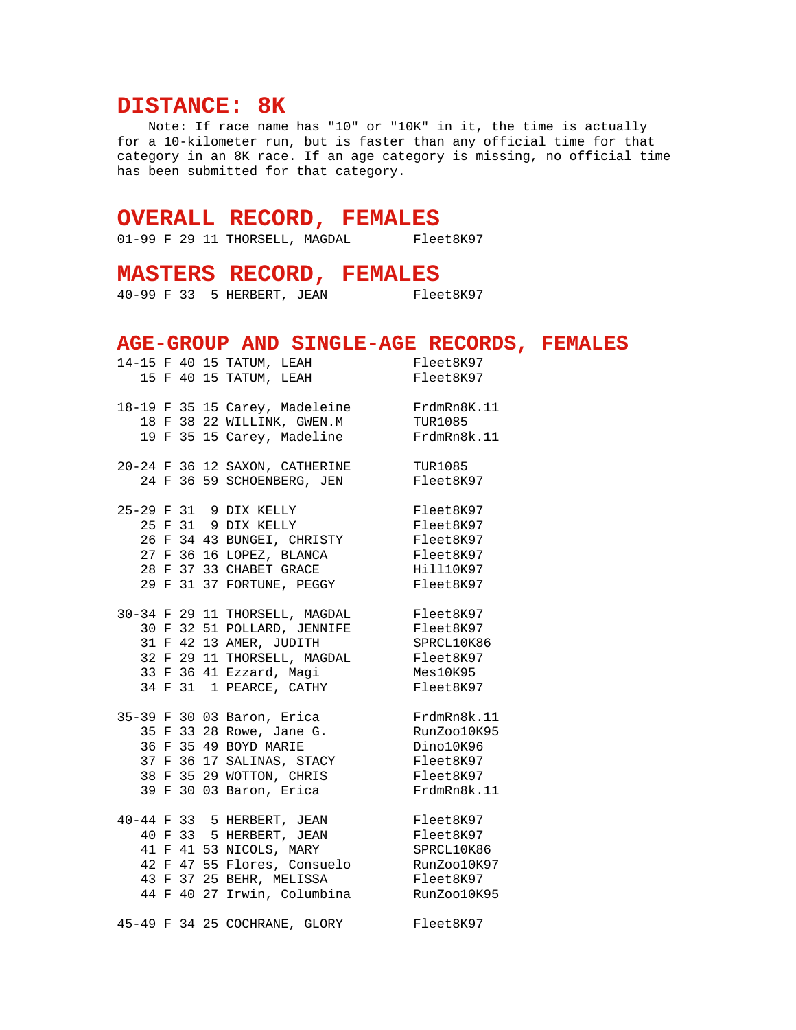# DISTANCE: 8K

Note: If race name has "10" or "10K" in it, the time is actually for a 10-kilometer run, but is faster than any official time for that category in an 8K race. If an age category is missing, no official time has been submitted for that category.

## OVERALL RECORD, FEMALES

```
01-99 F 29 11 THORSELL, MAGDAL       Fleet8K97
```

## MASTERS RECORD, FEMALES

```
40-99 F 33  5 HERBERT, JEAN          Fleet8K97
```

## AGE-GROUP AND SINGLE-AGE RECORDS, FEMALES

```
14-15 F 40 15 TATUM, LEAH            Fleet8K97
   15 F 40 15 TATUM, LEAH            Fleet8K97

18-19 F 35 15 Carey, Madeleine       FrdmRn8K.11
   18 F 38 22 WILLINK, GWEN.M        TUR1085
   19 F 35 15 Carey, Madeline        FrdmRn8k.11

20-24 F 36 12 SAXON, CATHERINE       TUR1085
   24 F 36 59 SCHOENBERG, JEN        Fleet8K97

25-29 F 31  9 DIX KELLY              Fleet8K97
   25 F 31  9 DIX KELLY              Fleet8K97
   26 F 34 43 BUNGEI, CHRISTY        Fleet8K97
   27 F 36 16 LOPEZ, BLANCA          Fleet8K97
   28 F 37 33 CHABET GRACE           Hill10K97
   29 F 31 37 FORTUNE, PEGGY         Fleet8K97

30-34 F 29 11 THORSELL, MAGDAL       Fleet8K97
   30 F 32 51 POLLARD, JENNIFE       Fleet8K97
   31 F 42 13 AMER, JUDITH           SPRCL10K86
   32 F 29 11 THORSELL, MAGDAL       Fleet8K97
   33 F 36 41 Ezzard, Magi           Mes10K95
   34 F 31  1 PEARCE, CATHY          Fleet8K97

35-39 F 30 03 Baron, Erica           FrdmRn8k.11
   35 F 33 28 Rowe, Jane G.          RunZoo10K95
   36 F 35 49 BOYD MARIE             Dino10K96
   37 F 36 17 SALINAS, STACY         Fleet8K97
   38 F 35 29 WOTTON, CHRIS          Fleet8K97
   39 F 30 03 Baron, Erica           FrdmRn8k.11

40-44 F 33  5 HERBERT, JEAN          Fleet8K97
   40 F 33  5 HERBERT, JEAN          Fleet8K97
   41 F 41 53 NICOLS, MARY           SPRCL10K86
   42 F 47 55 Flores, Consuelo       RunZoo10K97
   43 F 37 25 BEHR, MELISSA          Fleet8K97
   44 F 40 27 Irwin, Columbina       RunZoo10K95

45-49 F 34 25 COCHRANE, GLORY        Fleet8K97
```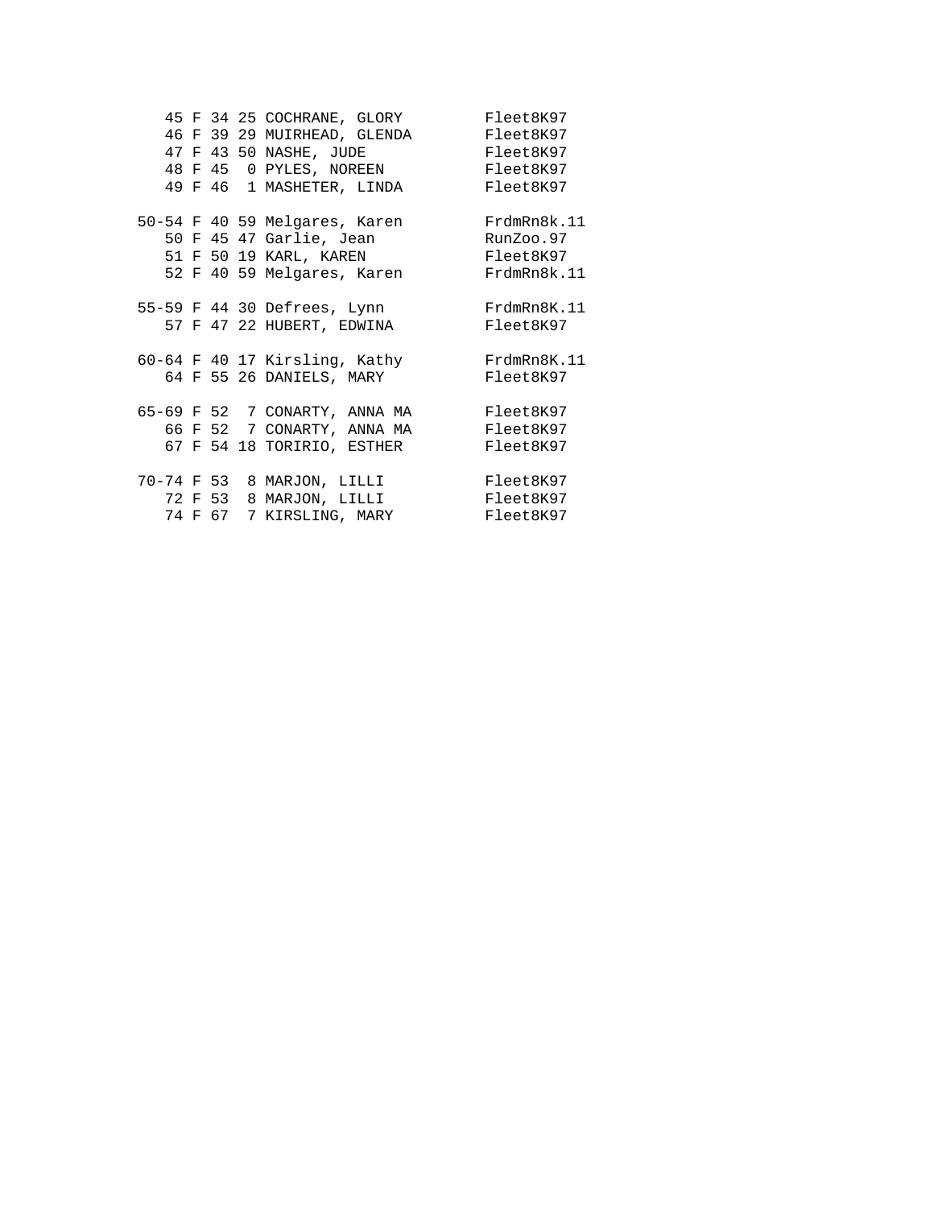```
   45 F 34 25 COCHRANE, GLORY        Fleet8K97
   46 F 39 29 MUIRHEAD, GLENDA       Fleet8K97
   47 F 43 50 NASHE, JUDE            Fleet8K97
   48 F 45  0 PYLES, NOREEN          Fleet8K97
   49 F 46  1 MASHETER, LINDA        Fleet8K97

50-54 F 40 59 Melgares, Karen        FrdmRn8k.11
   50 F 45 47 Garlie, Jean           RunZoo.97
   51 F 50 19 KARL, KAREN            Fleet8K97
   52 F 40 59 Melgares, Karen        FrdmRn8k.11

55-59 F 44 30 Defrees, Lynn          FrdmRn8K.11
   57 F 47 22 HUBERT, EDWINA         Fleet8K97

60-64 F 40 17 Kirsling, Kathy        FrdmRn8K.11
   64 F 55 26 DANIELS, MARY          Fleet8K97

65-69 F 52  7 CONARTY, ANNA MA       Fleet8K97
   66 F 52  7 CONARTY, ANNA MA       Fleet8K97
   67 F 54 18 TORIRIO, ESTHER        Fleet8K97

70-74 F 53  8 MARJON, LILLI          Fleet8K97
   72 F 53  8 MARJON, LILLI          Fleet8K97
   74 F 67  7 KIRSLING, MARY         Fleet8K97
```